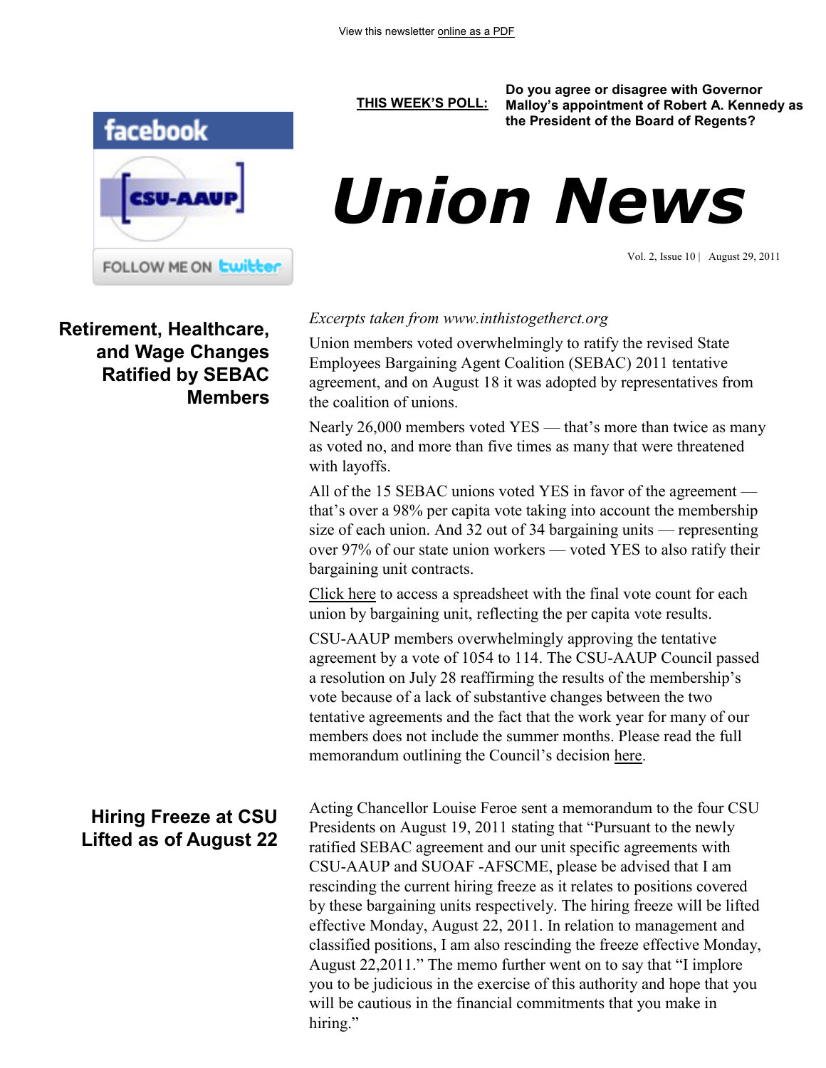View this newsletter online as a PDF

**THIS WEEK'S POLL:** **Do you agree or disagree with Governor Malloy's appointment of Robert A. Kennedy as the President of the Board of Regents?**

facebook

CSU-AAUP

FOLLOW ME ON twitter

# Union News

Vol. 2, Issue 10 | August 29, 2011

## Retirement, Healthcare, and Wage Changes Ratified by SEBAC Members

*Excerpts taken from www.inthistogetherct.org*

Union members voted overwhelmingly to ratify the revised State Employees Bargaining Agent Coalition (SEBAC) 2011 tentative agreement, and on August 18 it was adopted by representatives from the coalition of unions.

Nearly 26,000 members voted YES — that's more than twice as many as voted no, and more than five times as many that were threatened with layoffs.

All of the 15 SEBAC unions voted YES in favor of the agreement — that's over a 98% per capita vote taking into account the membership size of each union. And 32 out of 34 bargaining units — representing over 97% of our state union workers — voted YES to also ratify their bargaining unit contracts.

Click here to access a spreadsheet with the final vote count for each union by bargaining unit, reflecting the per capita vote results.

CSU-AAUP members overwhelmingly approving the tentative agreement by a vote of 1054 to 114. The CSU-AAUP Council passed a resolution on July 28 reaffirming the results of the membership's vote because of a lack of substantive changes between the two tentative agreements and the fact that the work year for many of our members does not include the summer months. Please read the full memorandum outlining the Council's decision here.

## Hiring Freeze at CSU Lifted as of August 22

Acting Chancellor Louise Feroe sent a memorandum to the four CSU Presidents on August 19, 2011 stating that "Pursuant to the newly ratified SEBAC agreement and our unit specific agreements with CSU-AAUP and SUOAF -AFSCME, please be advised that I am rescinding the current hiring freeze as it relates to positions covered by these bargaining units respectively. The hiring freeze will be lifted effective Monday, August 22, 2011. In relation to management and classified positions, I am also rescinding the freeze effective Monday, August 22,2011." The memo further went on to say that "I implore you to be judicious in the exercise of this authority and hope that you will be cautious in the financial commitments that you make in hiring."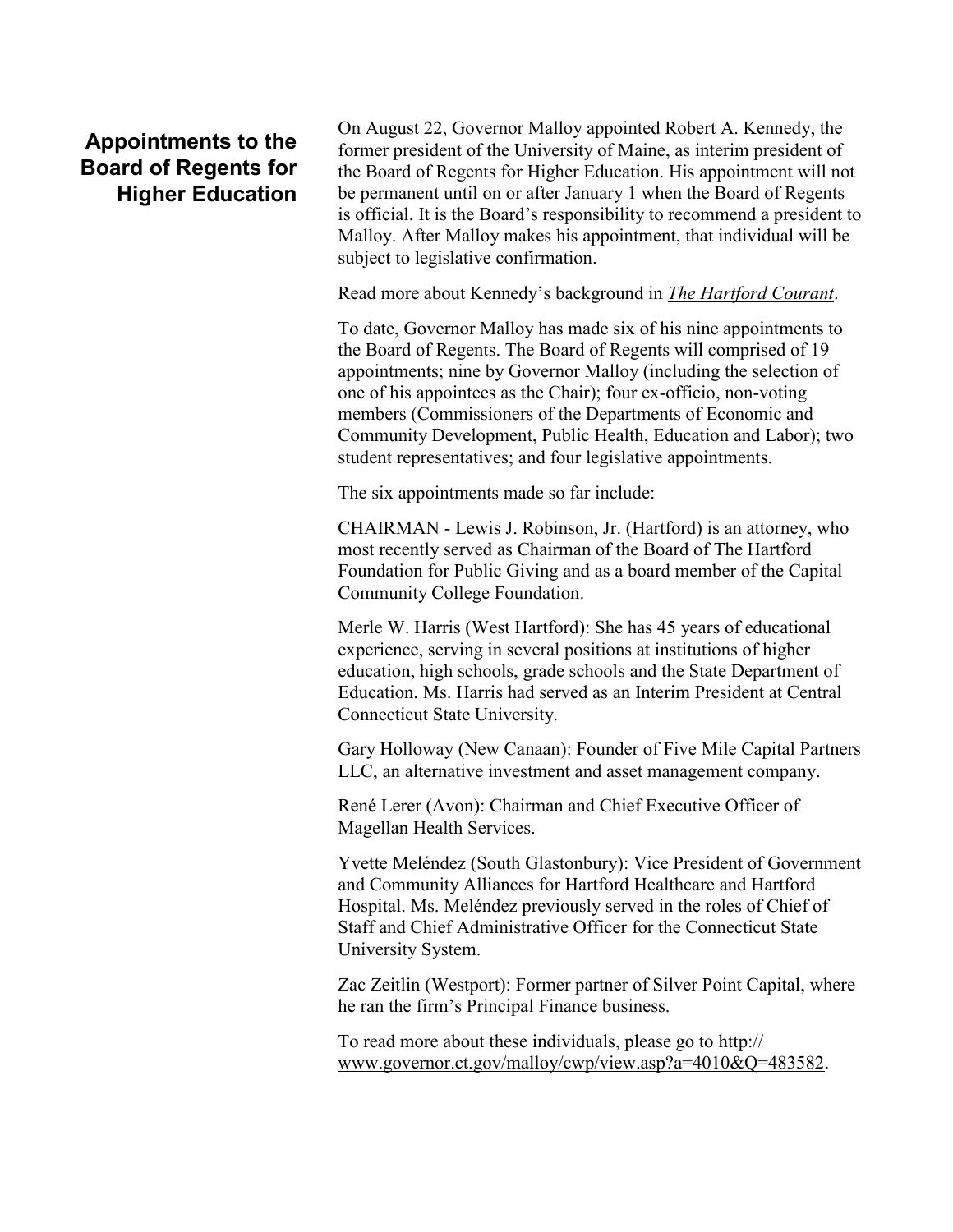## Appointments to the Board of Regents for Higher Education

On August 22, Governor Malloy appointed Robert A. Kennedy, the former president of the University of Maine, as interim president of the Board of Regents for Higher Education. His appointment will not be permanent until on or after January 1 when the Board of Regents is official. It is the Board's responsibility to recommend a president to Malloy. After Malloy makes his appointment, that individual will be subject to legislative confirmation.

Read more about Kennedy's background in *The Hartford Courant*.

To date, Governor Malloy has made six of his nine appointments to the Board of Regents. The Board of Regents will comprised of 19 appointments; nine by Governor Malloy (including the selection of one of his appointees as the Chair); four ex-officio, non-voting members (Commissioners of the Departments of Economic and Community Development, Public Health, Education and Labor); two student representatives; and four legislative appointments.

The six appointments made so far include:

CHAIRMAN - Lewis J. Robinson, Jr. (Hartford) is an attorney, who most recently served as Chairman of the Board of The Hartford Foundation for Public Giving and as a board member of the Capital Community College Foundation.

Merle W. Harris (West Hartford): She has 45 years of educational experience, serving in several positions at institutions of higher education, high schools, grade schools and the State Department of Education. Ms. Harris had served as an Interim President at Central Connecticut State University.

Gary Holloway (New Canaan): Founder of Five Mile Capital Partners LLC, an alternative investment and asset management company.

René Lerer (Avon): Chairman and Chief Executive Officer of Magellan Health Services.

Yvette Meléndez (South Glastonbury): Vice President of Government and Community Alliances for Hartford Healthcare and Hartford Hospital. Ms. Meléndez previously served in the roles of Chief of Staff and Chief Administrative Officer for the Connecticut State University System.

Zac Zeitlin (Westport): Former partner of Silver Point Capital, where he ran the firm's Principal Finance business.

To read more about these individuals, please go to http://www.governor.ct.gov/malloy/cwp/view.asp?a=4010&Q=483582.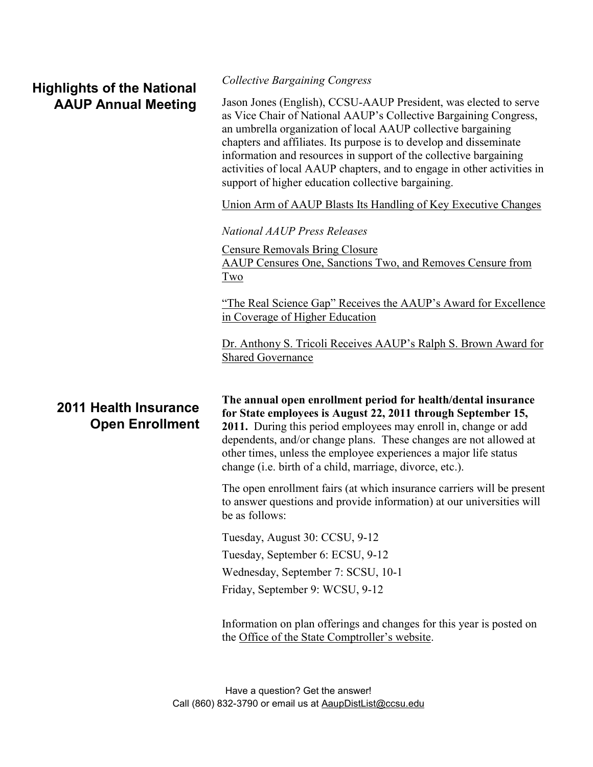## Highlights of the National AAUP Annual Meeting

*Collective Bargaining Congress*

Jason Jones (English), CCSU-AAUP President, was elected to serve as Vice Chair of National AAUP's Collective Bargaining Congress, an umbrella organization of local AAUP collective bargaining chapters and affiliates. Its purpose is to develop and disseminate information and resources in support of the collective bargaining activities of local AAUP chapters, and to engage in other activities in support of higher education collective bargaining.

Union Arm of AAUP Blasts Its Handling of Key Executive Changes

*National AAUP Press Releases*

Censure Removals Bring Closure
AAUP Censures One, Sanctions Two, and Removes Censure from Two

"The Real Science Gap" Receives the AAUP's Award for Excellence in Coverage of Higher Education

Dr. Anthony S. Tricoli Receives AAUP's Ralph S. Brown Award for Shared Governance

## 2011 Health Insurance Open Enrollment

**The annual open enrollment period for health/dental insurance for State employees is August 22, 2011 through September 15, 2011.** During this period employees may enroll in, change or add dependents, and/or change plans. These changes are not allowed at other times, unless the employee experiences a major life status change (i.e. birth of a child, marriage, divorce, etc.).

The open enrollment fairs (at which insurance carriers will be present to answer questions and provide information) at our universities will be as follows:

Tuesday, August 30: CCSU, 9-12

Tuesday, September 6: ECSU, 9-12

Wednesday, September 7: SCSU, 10-1

Friday, September 9: WCSU, 9-12

Information on plan offerings and changes for this year is posted on the Office of the State Comptroller's website.

Have a question? Get the answer!
Call (860) 832-3790 or email us at AaupDistList@ccsu.edu